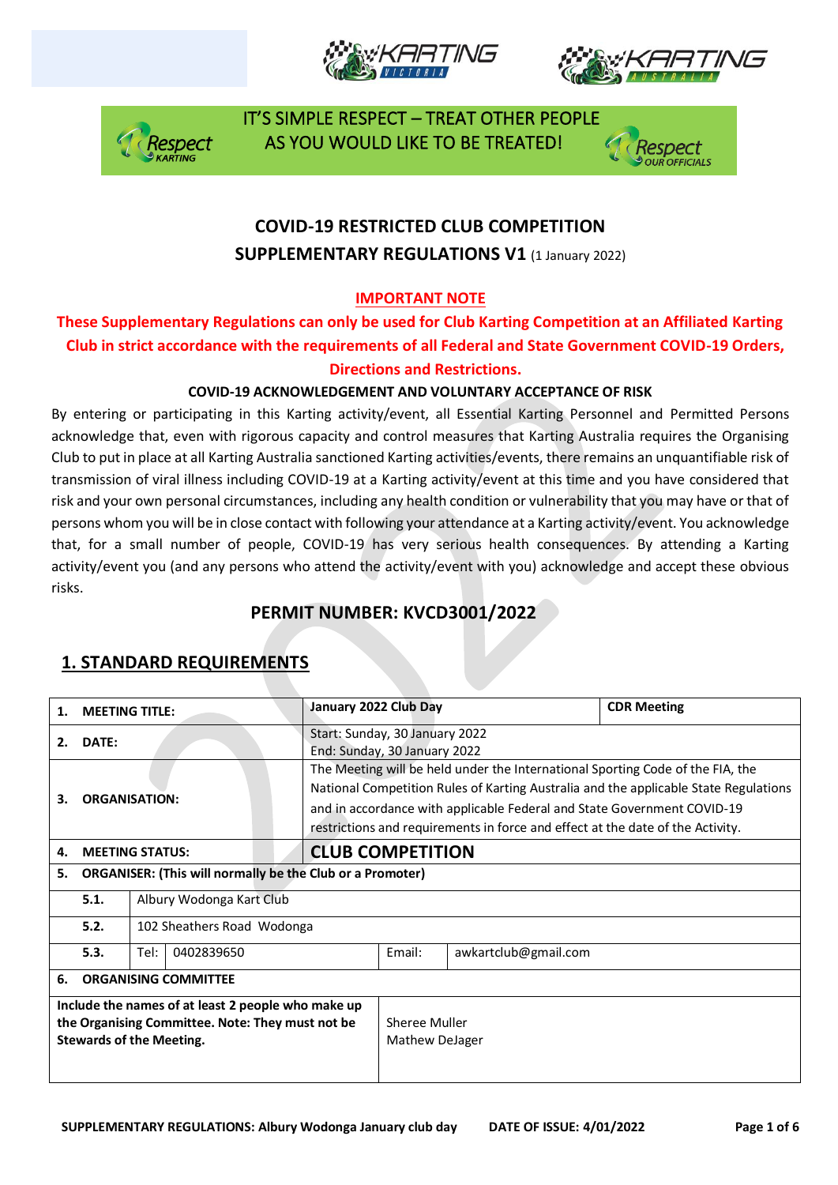IT'S SIMPLE RESPECT – TREAT OTHER PEOPLE AS YOU WOULD LIKE TO BE TREATED!

# COVID-19 RESTRICTED CLUB COMPETITION
## SUPPLEMENTARY REGULATIONS V1 (1 January 2022)

**IMPORTANT NOTE**

**These Supplementary Regulations can only be used for Club Karting Competition at an Affiliated Karting Club in strict accordance with the requirements of all Federal and State Government COVID-19 Orders, Directions and Restrictions.**

**COVID-19 ACKNOWLEDGEMENT AND VOLUNTARY ACCEPTANCE OF RISK**

By entering or participating in this Karting activity/event, all Essential Karting Personnel and Permitted Persons acknowledge that, even with rigorous capacity and control measures that Karting Australia requires the Organising Club to put in place at all Karting Australia sanctioned Karting activities/events, there remains an unquantifiable risk of transmission of viral illness including COVID-19 at a Karting activity/event at this time and you have considered that risk and your own personal circumstances, including any health condition or vulnerability that you may have or that of persons whom you will be in close contact with following your attendance at a Karting activity/event. You acknowledge that, for a small number of people, COVID-19 has very serious health consequences. By attending a Karting activity/event you (and any persons who attend the activity/event with you) acknowledge and accept these obvious risks.

## PERMIT NUMBER: KVCD3001/2022

## 1. STANDARD REQUIREMENTS

| | | | | | |
|---|---|---|---|---|---|
| **1.** | **MEETING TITLE:** | | **January 2022 Club Day** | | **CDR Meeting** |
| **2.** | **DATE:** | | Start: Sunday, 30 January 2022<br>End: Sunday, 30 January 2022 | | |
| **3.** | **ORGANISATION:** | | The Meeting will be held under the International Sporting Code of the FIA, the National Competition Rules of Karting Australia and the applicable State Regulations and in accordance with applicable Federal and State Government COVID-19 restrictions and requirements in force and effect at the date of the Activity. | | |
| **4.** | **MEETING STATUS:** | | **CLUB COMPETITION** | | |
| **5.** | **ORGANISER: (This will normally be the Club or a Promoter)** | | | | |
| | **5.1.** | Albury Wodonga Kart Club | | | |
| | **5.2.** | 102 Sheathers Road Wodonga | | | |
| | **5.3.** | Tel: 0402839650 | Email: | awkartclub@gmail.com | |
| **6.** | **ORGANISING COMMITTEE** | | | | |
| **Include the names of at least 2 people who make up the Organising Committee. Note: They must not be Stewards of the Meeting.** | | | Sheree Muller<br>Mathew DeJager | | |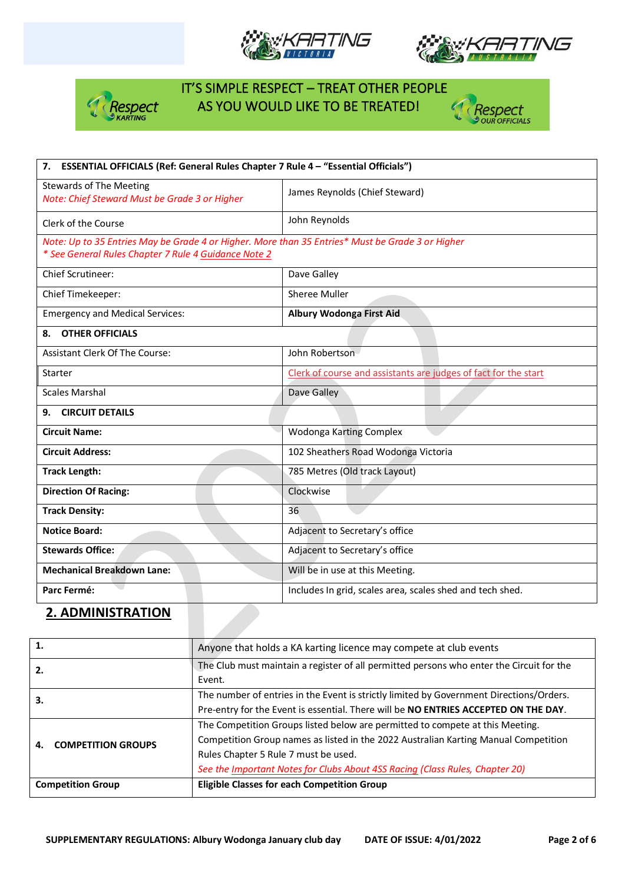IT'S SIMPLE RESPECT – TREAT OTHER PEOPLE AS YOU WOULD LIKE TO BE TREATED!

| **7. ESSENTIAL OFFICIALS (Ref: General Rules Chapter 7 Rule 4 – "Essential Officials")** | |
|---|---|
| Stewards of The Meeting *Note: Chief Steward Must be Grade 3 or Higher* | James Reynolds (Chief Steward) |
| Clerk of the Course | John Reynolds |
| *Note: Up to 35 Entries May be Grade 4 or Higher. More than 35 Entries\* Must be Grade 3 or Higher* *\* See General Rules Chapter 7 Rule 4 Guidance Note 2* | |
| Chief Scrutineer: | Dave Galley |
| Chief Timekeeper: | Sheree Muller |
| Emergency and Medical Services: | **Albury Wodonga First Aid** |
| **8. OTHER OFFICIALS** | |
| Assistant Clerk Of The Course: | John Robertson |
| Starter | Clerk of course and assistants are judges of fact for the start |
| Scales Marshal | Dave Galley |
| **9. CIRCUIT DETAILS** | |
| **Circuit Name:** | Wodonga Karting Complex |
| **Circuit Address:** | 102 Sheathers Road Wodonga Victoria |
| **Track Length:** | 785 Metres (Old track Layout) |
| **Direction Of Racing:** | Clockwise |
| **Track Density:** | 36 |
| **Notice Board:** | Adjacent to Secretary's office |
| **Stewards Office:** | Adjacent to Secretary's office |
| **Mechanical Breakdown Lane:** | Will be in use at this Meeting. |
| **Parc Fermé:** | Includes In grid, scales area, scales shed and tech shed. |

## 2. ADMINISTRATION

| | |
|---|---|
| **1.** | Anyone that holds a KA karting licence may compete at club events |
| **2.** | The Club must maintain a register of all permitted persons who enter the Circuit for the Event. |
| **3.** | The number of entries in the Event is strictly limited by Government Directions/Orders. Pre-entry for the Event is essential. There will be **NO ENTRIES ACCEPTED ON THE DAY**. |
| **4. COMPETITION GROUPS** | The Competition Groups listed below are permitted to compete at this Meeting. Competition Group names as listed in the 2022 Australian Karting Manual Competition Rules Chapter 5 Rule 7 must be used. *See the Important Notes for Clubs About 4SS Racing (Class Rules, Chapter 20)* |
| **Competition Group** | **Eligible Classes for each Competition Group** |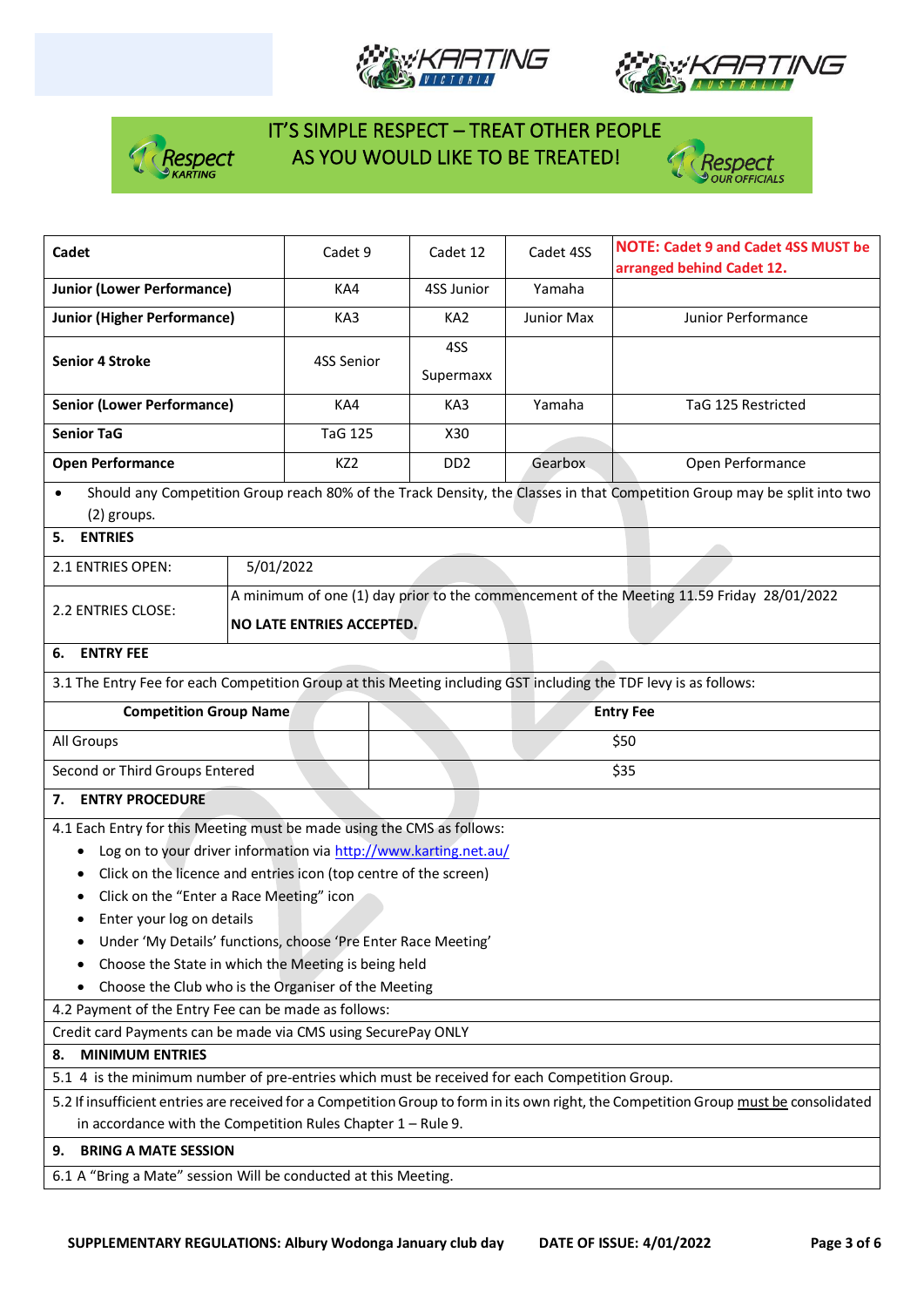IT'S SIMPLE RESPECT – TREAT OTHER PEOPLE AS YOU WOULD LIKE TO BE TREATED!

| Cadet | Cadet 9 | Cadet 12 | Cadet 4SS | **NOTE: Cadet 9 and Cadet 4SS MUST be arranged behind Cadet 12.** |
|---|---|---|---|---|
| **Junior (Lower Performance)** | KA4 | 4SS Junior | Yamaha | |
| **Junior (Higher Performance)** | KA3 | KA2 | Junior Max | Junior Performance |
| **Senior 4 Stroke** | 4SS Senior | 4SS Supermaxx | | |
| **Senior (Lower Performance)** | KA4 | KA3 | Yamaha | TaG 125 Restricted |
| **Senior TaG** | TaG 125 | X30 | | |
| **Open Performance** | KZ2 | DD2 | Gearbox | Open Performance |

- Should any Competition Group reach 80% of the Track Density, the Classes in that Competition Group may be split into two (2) groups.

## 5. ENTRIES

| | |
|---|---|
| 2.1 ENTRIES OPEN: | 5/01/2022 |
| 2.2 ENTRIES CLOSE: | A minimum of one (1) day prior to the commencement of the Meeting 11.59 Friday 28/01/2022 **NO LATE ENTRIES ACCEPTED.** |

## 6. ENTRY FEE

3.1 The Entry Fee for each Competition Group at this Meeting including GST including the TDF levy is as follows:

| Competition Group Name | Entry Fee |
|---|---|
| All Groups | $50 |
| Second or Third Groups Entered | $35 |

## 7. ENTRY PROCEDURE

4.1 Each Entry for this Meeting must be made using the CMS as follows:

- Log on to your driver information via http://www.karting.net.au/
- Click on the licence and entries icon (top centre of the screen)
- Click on the "Enter a Race Meeting" icon
- Enter your log on details
- Under 'My Details' functions, choose 'Pre Enter Race Meeting'
- Choose the State in which the Meeting is being held
- Choose the Club who is the Organiser of the Meeting

4.2 Payment of the Entry Fee can be made as follows:

Credit card Payments can be made via CMS using SecurePay ONLY

## 8. MINIMUM ENTRIES

5.1 4 is the minimum number of pre-entries which must be received for each Competition Group.

5.2 If insufficient entries are received for a Competition Group to form in its own right, the Competition Group must be consolidated in accordance with the Competition Rules Chapter 1 – Rule 9.

## 9. BRING A MATE SESSION

6.1 A "Bring a Mate" session Will be conducted at this Meeting.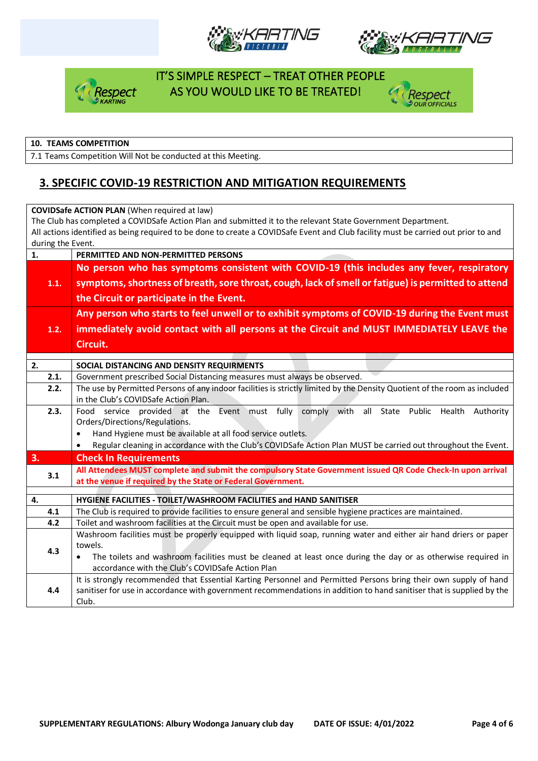IT'S SIMPLE RESPECT – TREAT OTHER PEOPLE AS YOU WOULD LIKE TO BE TREATED!

| 10. TEAMS COMPETITION |
|---|
| 7.1 Teams Competition Will Not be conducted at this Meeting. |

## 3. SPECIFIC COVID-19 RESTRICTION AND MITIGATION REQUIREMENTS

| **COVIDSafe ACTION PLAN** (When required at law) The Club has completed a COVIDSafe Action Plan and submitted it to the relevant State Government Department. All actions identified as being required to be done to create a COVIDSafe Event and Club facility must be carried out prior to and during the Event. | |
|---|---|
| **1.** | **PERMITTED AND NON-PERMITTED PERSONS** |
| **1.1.** | **No person who has symptoms consistent with COVID-19 (this includes any fever, respiratory symptoms, shortness of breath, sore throat, cough, lack of smell or fatigue) is permitted to attend the Circuit or participate in the Event.** |
| **1.2.** | **Any person who starts to feel unwell or to exhibit symptoms of COVID-19 during the Event must immediately avoid contact with all persons at the Circuit and MUST IMMEDIATELY LEAVE the Circuit.** |
| | |
| **2.** | **SOCIAL DISTANCING AND DENSITY REQUIRMENTS** |
| **2.1.** | Government prescribed Social Distancing measures must always be observed. |
| **2.2.** | The use by Permitted Persons of any indoor facilities is strictly limited by the Density Quotient of the room as included in the Club's COVIDSafe Action Plan. |
| **2.3.** | Food service provided at the Event must fully comply with all State Public Health Authority Orders/Directions/Regulations. <br>• Hand Hygiene must be available at all food service outlets. <br>• Regular cleaning in accordance with the Club's COVIDSafe Action Plan MUST be carried out throughout the Event. |
| **3.** | **Check In Requirements** |
| **3.1** | **All Attendees MUST complete and submit the compulsory State Government issued QR Code Check-In upon arrival at the venue if required by the State or Federal Government.** |
| | |
| **4.** | **HYGIENE FACILITIES - TOILET/WASHROOM FACILITIES and HAND SANITISER** |
| **4.1** | The Club is required to provide facilities to ensure general and sensible hygiene practices are maintained. |
| **4.2** | Toilet and washroom facilities at the Circuit must be open and available for use. |
| **4.3** | Washroom facilities must be properly equipped with liquid soap, running water and either air hand driers or paper towels. <br>• The toilets and washroom facilities must be cleaned at least once during the day or as otherwise required in accordance with the Club's COVIDSafe Action Plan |
| **4.4** | It is strongly recommended that Essential Karting Personnel and Permitted Persons bring their own supply of hand sanitiser for use in accordance with government recommendations in addition to hand sanitiser that is supplied by the Club. |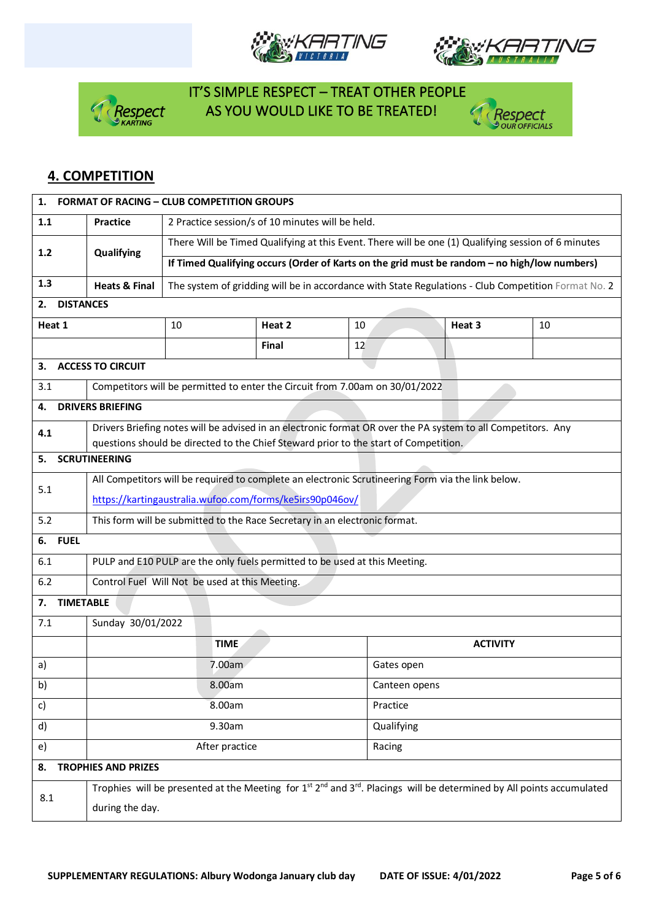IT'S SIMPLE RESPECT – TREAT OTHER PEOPLE AS YOU WOULD LIKE TO BE TREATED!

## 4. COMPETITION

| **1. FORMAT OF RACING – CLUB COMPETITION GROUPS** | | |
|---|---|---|
| **1.1** | **Practice** | 2 Practice session/s of 10 minutes will be held. |
| **1.2** | **Qualifying** | There Will be Timed Qualifying at this Event. There will be one (1) Qualifying session of 6 minutes |
| | | **If Timed Qualifying occurs (Order of Karts on the grid must be random – no high/low numbers)** |
| **1.3** | **Heats & Final** | The system of gridding will be in accordance with State Regulations - Club Competition Format No. 2 |

| **2. DISTANCES** | | | | | |
|---|---|---|---|---|---|
| **Heat 1** | 10 | **Heat 2** | 10 | **Heat 3** | 10 |
| | | **Final** | 12 | | |

| **3. ACCESS TO CIRCUIT** | |
|---|---|
| 3.1 | Competitors will be permitted to enter the Circuit from 7.00am on 30/01/2022 |
| **4. DRIVERS BRIEFING** | |
| 4.1 | Drivers Briefing notes will be advised in an electronic format OR over the PA system to all Competitors. Any questions should be directed to the Chief Steward prior to the start of Competition. |
| **5. SCRUTINEERING** | |
| 5.1 | All Competitors will be required to complete an electronic Scrutineering Form via the link below. https://kartingaustralia.wufoo.com/forms/ke5irs90p046ov/ |
| 5.2 | This form will be submitted to the Race Secretary in an electronic format. |
| **6. FUEL** | |
| 6.1 | PULP and E10 PULP are the only fuels permitted to be used at this Meeting. |
| 6.2 | Control Fuel Will Not be used at this Meeting. |

| **7. TIMETABLE** | | |
|---|---|---|
| 7.1 | Sunday 30/01/2022 | |
| | **TIME** | **ACTIVITY** |
| a) | 7.00am | Gates open |
| b) | 8.00am | Canteen opens |
| c) | 8.00am | Practice |
| d) | 9.30am | Qualifying |
| e) | After practice | Racing |

| **8. TROPHIES AND PRIZES** | |
|---|---|
| 8.1 | Trophies will be presented at the Meeting for 1st 2nd and 3rd. Placings will be determined by All points accumulated during the day. |

SUPPLEMENTARY REGULATIONS: Albury Wodonga January club day DATE OF ISSUE: 4/01/2022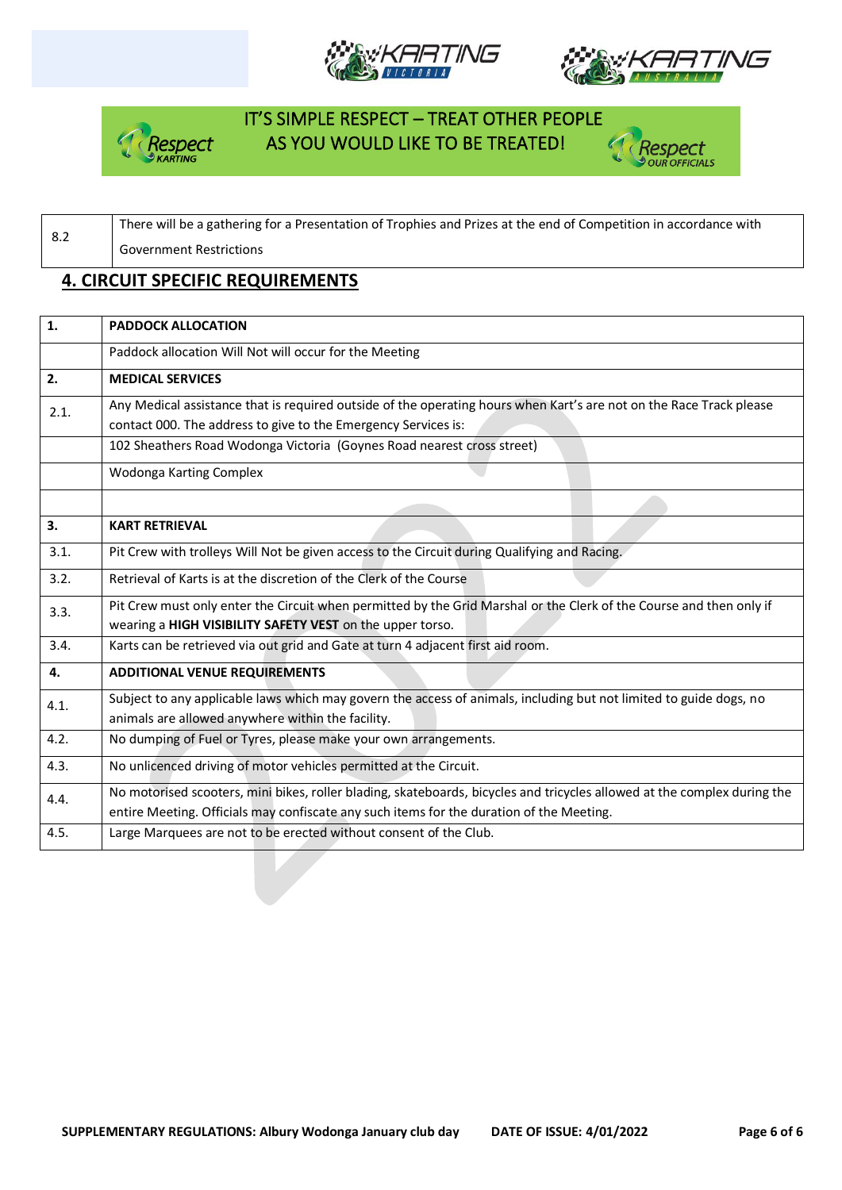IT'S SIMPLE RESPECT – TREAT OTHER PEOPLE AS YOU WOULD LIKE TO BE TREATED!

| | |
|---|---|
| 8.2 | There will be a gathering for a Presentation of Trophies and Prizes at the end of Competition in accordance with Government Restrictions |

## 4. CIRCUIT SPECIFIC REQUIREMENTS

| | |
|---|---|
| **1.** | **PADDOCK ALLOCATION** |
| | Paddock allocation Will Not will occur for the Meeting |
| **2.** | **MEDICAL SERVICES** |
| 2.1. | Any Medical assistance that is required outside of the operating hours when Kart's are not on the Race Track please contact 000. The address to give to the Emergency Services is: |
| | 102 Sheathers Road Wodonga Victoria (Goynes Road nearest cross street) |
| | Wodonga Karting Complex |
| | |
| **3.** | **KART RETRIEVAL** |
| 3.1. | Pit Crew with trolleys Will Not be given access to the Circuit during Qualifying and Racing. |
| 3.2. | Retrieval of Karts is at the discretion of the Clerk of the Course |
| 3.3. | Pit Crew must only enter the Circuit when permitted by the Grid Marshal or the Clerk of the Course and then only if wearing a **HIGH VISIBILITY SAFETY VEST** on the upper torso. |
| 3.4. | Karts can be retrieved via out grid and Gate at turn 4 adjacent first aid room. |
| **4.** | **ADDITIONAL VENUE REQUIREMENTS** |
| 4.1. | Subject to any applicable laws which may govern the access of animals, including but not limited to guide dogs, no animals are allowed anywhere within the facility. |
| 4.2. | No dumping of Fuel or Tyres, please make your own arrangements. |
| 4.3. | No unlicenced driving of motor vehicles permitted at the Circuit. |
| 4.4. | No motorised scooters, mini bikes, roller blading, skateboards, bicycles and tricycles allowed at the complex during the entire Meeting. Officials may confiscate any such items for the duration of the Meeting. |
| 4.5. | Large Marquees are not to be erected without consent of the Club. |